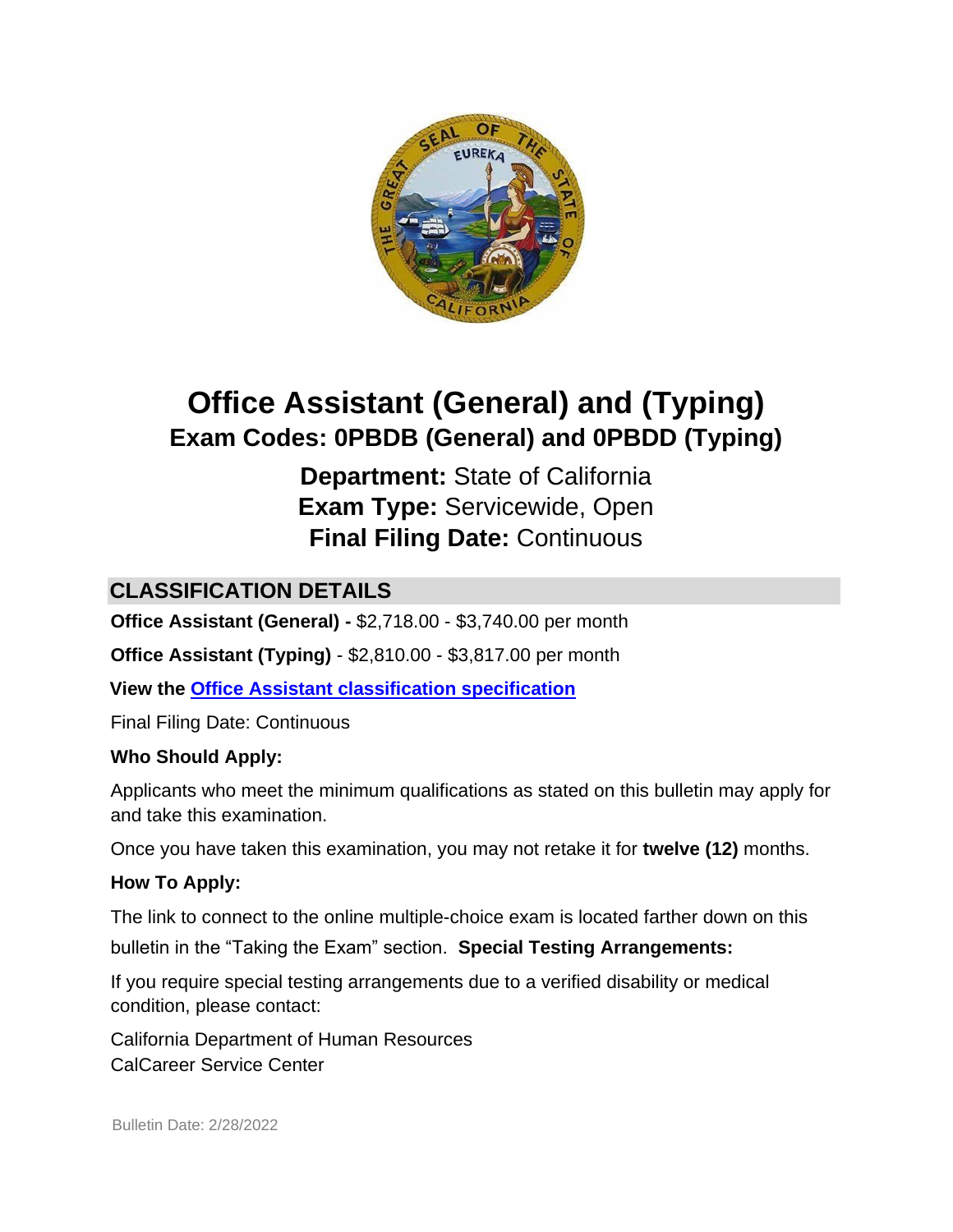# Office Assistant (General) and (Typing)

## Exam Codes: 0PBDB (General) and 0PBDD (Typing)

**Department:** State of California
**Exam Type:** Servicewide, Open
**Final Filing Date:** Continuous

## CLASSIFICATION DETAILS

**Office Assistant (General) -** $2,718.00 - $3,740.00 per month

**Office Assistant (Typing)** - $2,810.00 - $3,817.00 per month

**View the [Office Assistant classification specification](#)**

Final Filing Date: Continuous

**Who Should Apply:**

Applicants who meet the minimum qualifications as stated on this bulletin may apply for and take this examination.

Once you have taken this examination, you may not retake it for **twelve (12)** months.

**How To Apply:**

The link to connect to the online multiple-choice exam is located farther down on this bulletin in the "Taking the Exam" section. **Special Testing Arrangements:**

If you require special testing arrangements due to a verified disability or medical condition, please contact:

California Department of Human Resources
CalCareer Service Center

Bulletin Date: 2/28/2022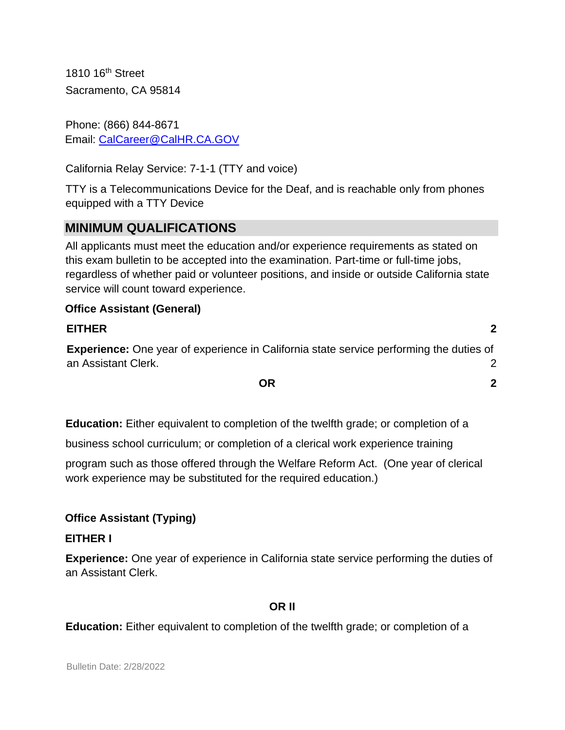1810 16th Street
Sacramento, CA 95814

Phone: (866) 844-8671
Email: CalCareer@CalHR.CA.GOV

California Relay Service: 7-1-1 (TTY and voice)

TTY is a Telecommunications Device for the Deaf, and is reachable only from phones equipped with a TTY Device

## MINIMUM QUALIFICATIONS

All applicants must meet the education and/or experience requirements as stated on this exam bulletin to be accepted into the examination. Part-time or full-time jobs, regardless of whether paid or volunteer positions, and inside or outside California state service will count toward experience.

### Office Assistant (General)

**EITHER** 2

**Experience:** One year of experience in California state service performing the duties of an Assistant Clerk. 2

**OR** 2

**Education:** Either equivalent to completion of the twelfth grade; or completion of a business school curriculum; or completion of a clerical work experience training program such as those offered through the Welfare Reform Act. (One year of clerical work experience may be substituted for the required education.)

### Office Assistant (Typing)

**EITHER I**

**Experience:** One year of experience in California state service performing the duties of an Assistant Clerk.

**OR II**

**Education:** Either equivalent to completion of the twelfth grade; or completion of a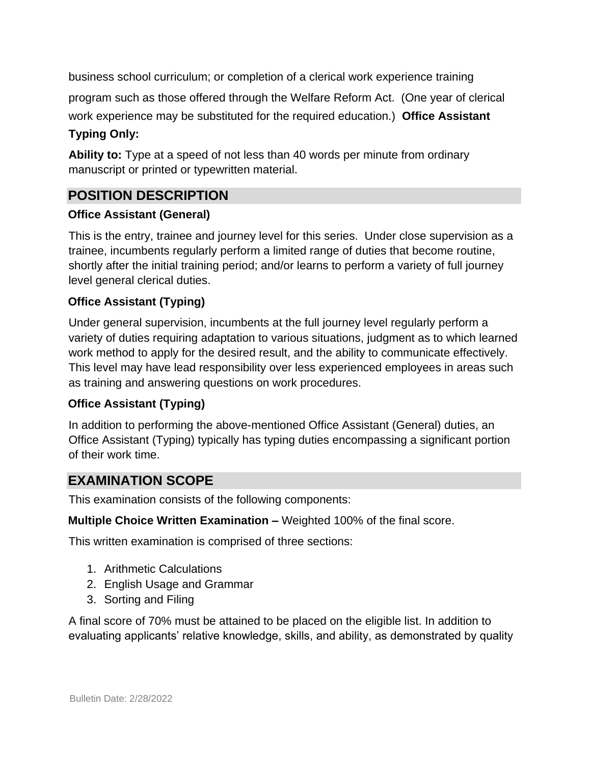business school curriculum; or completion of a clerical work experience training program such as those offered through the Welfare Reform Act. (One year of clerical work experience may be substituted for the required education.) **Office Assistant Typing Only:**

**Ability to:** Type at a speed of not less than 40 words per minute from ordinary manuscript or printed or typewritten material.

## POSITION DESCRIPTION

**Office Assistant (General)**

This is the entry, trainee and journey level for this series. Under close supervision as a trainee, incumbents regularly perform a limited range of duties that become routine, shortly after the initial training period; and/or learns to perform a variety of full journey level general clerical duties.

**Office Assistant (Typing)**

Under general supervision, incumbents at the full journey level regularly perform a variety of duties requiring adaptation to various situations, judgment as to which learned work method to apply for the desired result, and the ability to communicate effectively. This level may have lead responsibility over less experienced employees in areas such as training and answering questions on work procedures.

**Office Assistant (Typing)**

In addition to performing the above-mentioned Office Assistant (General) duties, an Office Assistant (Typing) typically has typing duties encompassing a significant portion of their work time.

## EXAMINATION SCOPE

This examination consists of the following components:

**Multiple Choice Written Examination –** Weighted 100% of the final score.

This written examination is comprised of three sections:

1. Arithmetic Calculations
2. English Usage and Grammar
3. Sorting and Filing

A final score of 70% must be attained to be placed on the eligible list. In addition to evaluating applicants' relative knowledge, skills, and ability, as demonstrated by quality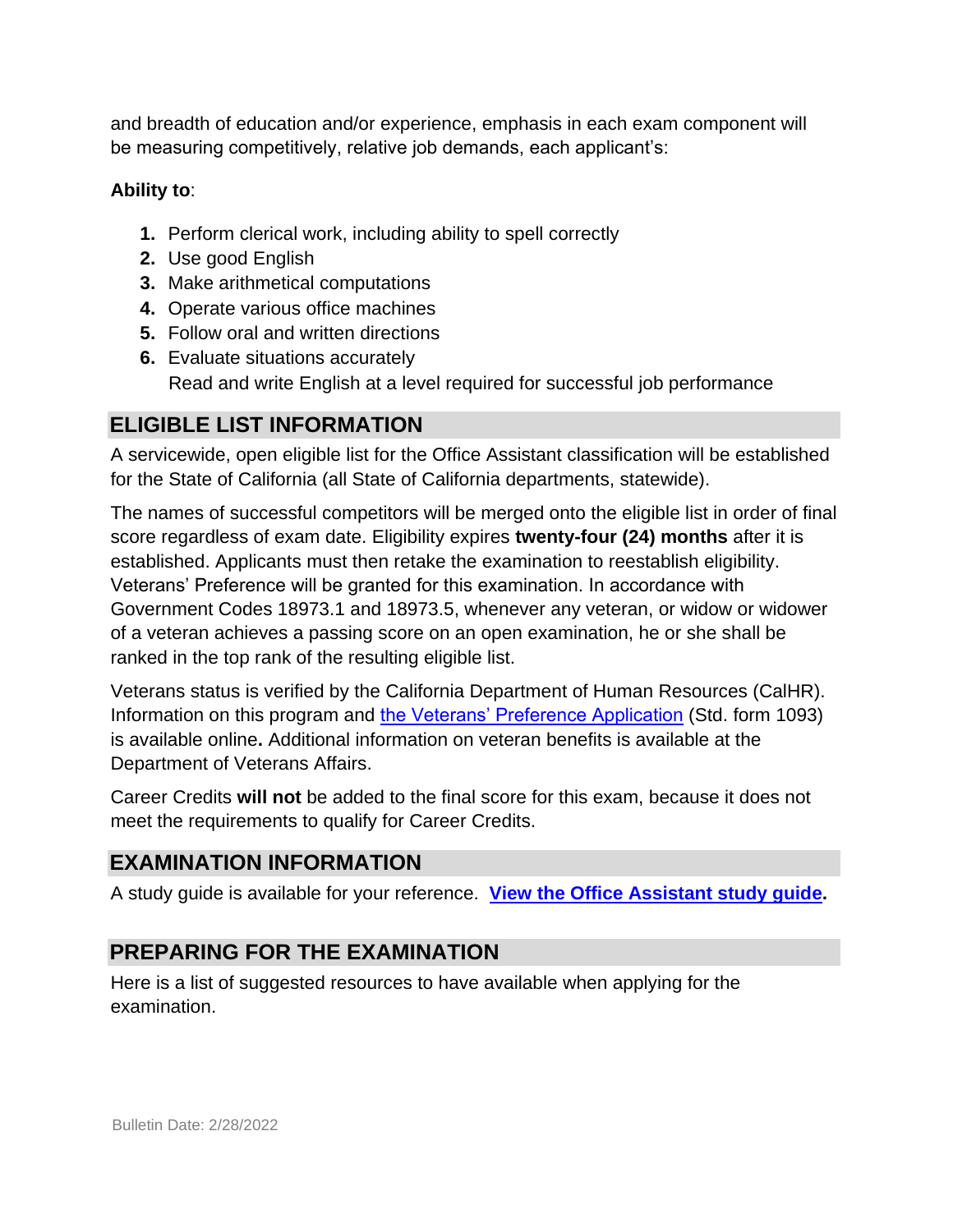and breadth of education and/or experience, emphasis in each exam component will be measuring competitively, relative job demands, each applicant's:

**Ability to**:

1. Perform clerical work, including ability to spell correctly
2. Use good English
3. Make arithmetical computations
4. Operate various office machines
5. Follow oral and written directions
6. Evaluate situations accurately
   Read and write English at a level required for successful job performance

## ELIGIBLE LIST INFORMATION

A servicewide, open eligible list for the Office Assistant classification will be established for the State of California (all State of California departments, statewide).

The names of successful competitors will be merged onto the eligible list in order of final score regardless of exam date. Eligibility expires **twenty-four (24) months** after it is established. Applicants must then retake the examination to reestablish eligibility. Veterans' Preference will be granted for this examination. In accordance with Government Codes 18973.1 and 18973.5, whenever any veteran, or widow or widower of a veteran achieves a passing score on an open examination, he or she shall be ranked in the top rank of the resulting eligible list.

Veterans status is verified by the California Department of Human Resources (CalHR). Information on this program and the Veterans' Preference Application (Std. form 1093) is available online**.** Additional information on veteran benefits is available at the Department of Veterans Affairs.

Career Credits **will not** be added to the final score for this exam, because it does not meet the requirements to qualify for Career Credits.

## EXAMINATION INFORMATION

A study guide is available for your reference. **View the Office Assistant study guide.**

## PREPARING FOR THE EXAMINATION

Here is a list of suggested resources to have available when applying for the examination.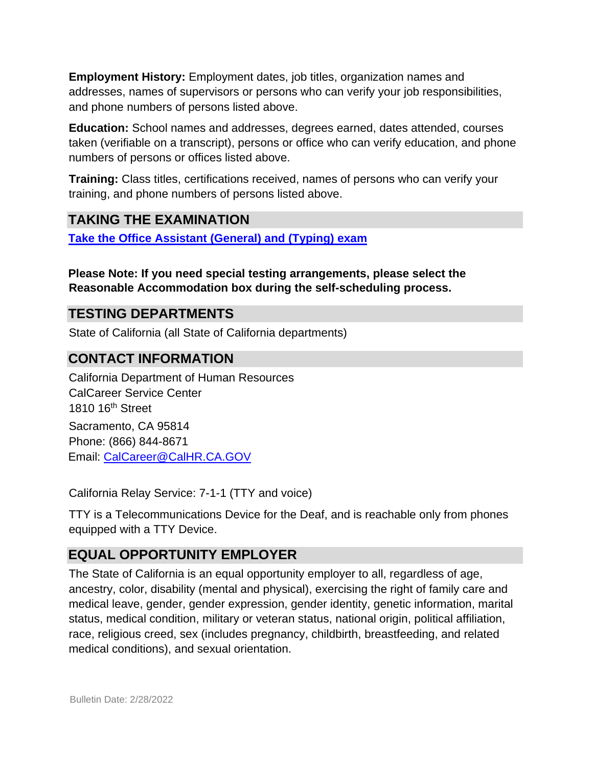**Employment History:** Employment dates, job titles, organization names and addresses, names of supervisors or persons who can verify your job responsibilities, and phone numbers of persons listed above.

**Education:** School names and addresses, degrees earned, dates attended, courses taken (verifiable on a transcript), persons or office who can verify education, and phone numbers of persons or offices listed above.

**Training:** Class titles, certifications received, names of persons who can verify your training, and phone numbers of persons listed above.

## TAKING THE EXAMINATION

**[Take the Office Assistant (General) and (Typing) exam]**

**Please Note: If you need special testing arrangements, please select the Reasonable Accommodation box during the self-scheduling process.**

## TESTING DEPARTMENTS

State of California (all State of California departments)

## CONTACT INFORMATION

California Department of Human Resources
CalCareer Service Center
1810 16th Street
Sacramento, CA 95814
Phone: (866) 844-8671
Email: CalCareer@CalHR.CA.GOV

California Relay Service: 7-1-1 (TTY and voice)

TTY is a Telecommunications Device for the Deaf, and is reachable only from phones equipped with a TTY Device.

## EQUAL OPPORTUNITY EMPLOYER

The State of California is an equal opportunity employer to all, regardless of age, ancestry, color, disability (mental and physical), exercising the right of family care and medical leave, gender, gender expression, gender identity, genetic information, marital status, medical condition, military or veteran status, national origin, political affiliation, race, religious creed, sex (includes pregnancy, childbirth, breastfeeding, and related medical conditions), and sexual orientation.

Bulletin Date: 2/28/2022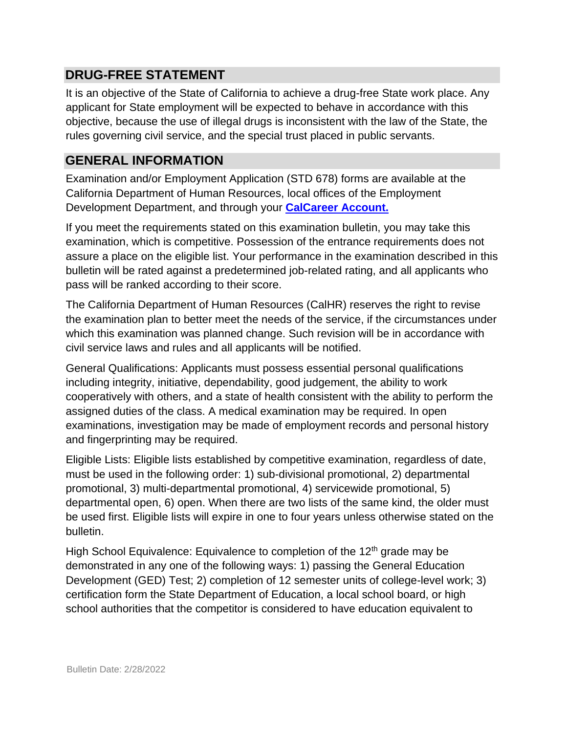## DRUG-FREE STATEMENT

It is an objective of the State of California to achieve a drug-free State work place. Any applicant for State employment will be expected to behave in accordance with this objective, because the use of illegal drugs is inconsistent with the law of the State, the rules governing civil service, and the special trust placed in public servants.

## GENERAL INFORMATION

Examination and/or Employment Application (STD 678) forms are available at the California Department of Human Resources, local offices of the Employment Development Department, and through your **[CalCareer Account.](#)**

If you meet the requirements stated on this examination bulletin, you may take this examination, which is competitive. Possession of the entrance requirements does not assure a place on the eligible list. Your performance in the examination described in this bulletin will be rated against a predetermined job-related rating, and all applicants who pass will be ranked according to their score.

The California Department of Human Resources (CalHR) reserves the right to revise the examination plan to better meet the needs of the service, if the circumstances under which this examination was planned change. Such revision will be in accordance with civil service laws and rules and all applicants will be notified.

General Qualifications: Applicants must possess essential personal qualifications including integrity, initiative, dependability, good judgement, the ability to work cooperatively with others, and a state of health consistent with the ability to perform the assigned duties of the class. A medical examination may be required. In open examinations, investigation may be made of employment records and personal history and fingerprinting may be required.

Eligible Lists: Eligible lists established by competitive examination, regardless of date, must be used in the following order: 1) sub-divisional promotional, 2) departmental promotional, 3) multi-departmental promotional, 4) servicewide promotional, 5) departmental open, 6) open. When there are two lists of the same kind, the older must be used first. Eligible lists will expire in one to four years unless otherwise stated on the bulletin.

High School Equivalence: Equivalence to completion of the 12th grade may be demonstrated in any one of the following ways: 1) passing the General Education Development (GED) Test; 2) completion of 12 semester units of college-level work; 3) certification form the State Department of Education, a local school board, or high school authorities that the competitor is considered to have education equivalent to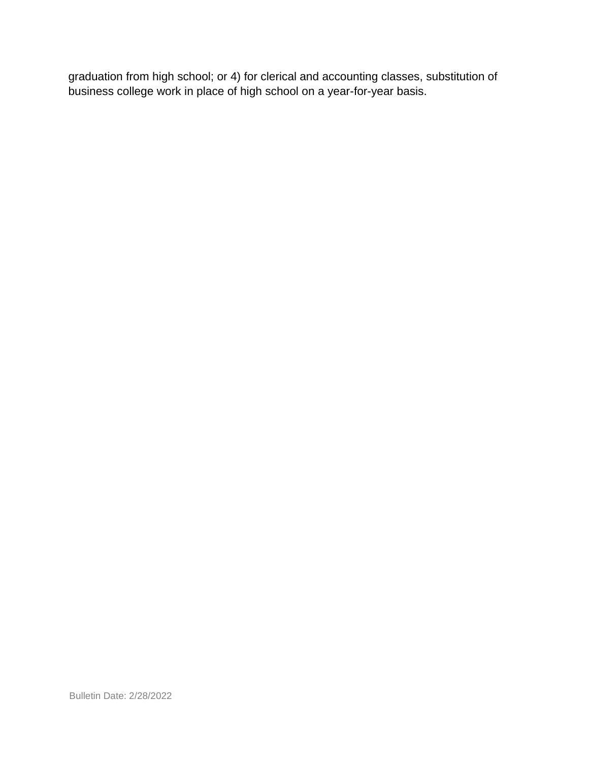graduation from high school; or 4) for clerical and accounting classes, substitution of business college work in place of high school on a year-for-year basis.